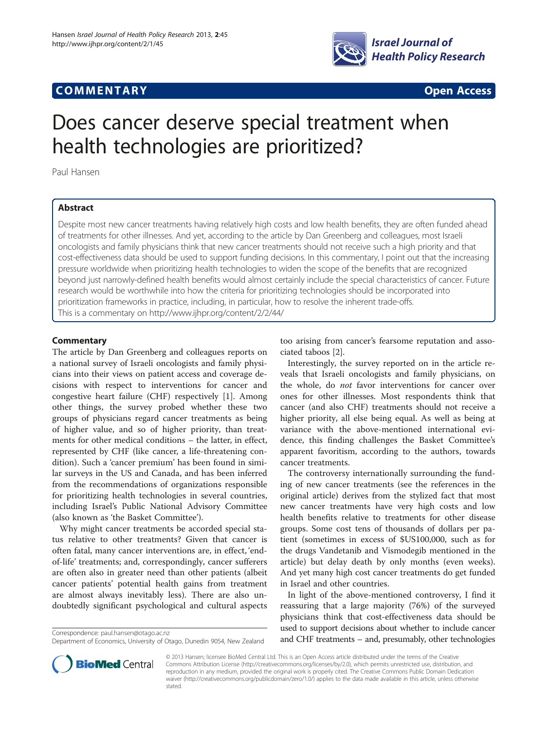**COMMENTARY** **Open Access**

# Does cancer deserve special treatment when health technologies are prioritized?

Paul Hansen

## Abstract

Despite most new cancer treatments having relatively high costs and low health benefits, they are often funded ahead of treatments for other illnesses. And yet, according to the article by Dan Greenberg and colleagues, most Israeli oncologists and family physicians think that new cancer treatments should not receive such a high priority and that cost-effectiveness data should be used to support funding decisions. In this commentary, I point out that the increasing pressure worldwide when prioritizing health technologies to widen the scope of the benefits that are recognized beyond just narrowly-defined health benefits would almost certainly include the special characteristics of cancer. Future research would be worthwhile into how the criteria for prioritizing technologies should be incorporated into prioritization frameworks in practice, including, in particular, how to resolve the inherent trade-offs.

This is a commentary on http://www.ijhpr.org/content/2/2/44/

## Commentary

The article by Dan Greenberg and colleagues reports on a national survey of Israeli oncologists and family physicians into their views on patient access and coverage decisions with respect to interventions for cancer and congestive heart failure (CHF) respectively [1]. Among other things, the survey probed whether these two groups of physicians regard cancer treatments as being of higher value, and so of higher priority, than treatments for other medical conditions – the latter, in effect, represented by CHF (like cancer, a life-threatening condition). Such a 'cancer premium' has been found in similar surveys in the US and Canada, and has been inferred from the recommendations of organizations responsible for prioritizing health technologies in several countries, including Israel's Public National Advisory Committee (also known as 'the Basket Committee').

Why might cancer treatments be accorded special status relative to other treatments? Given that cancer is often fatal, many cancer interventions are, in effect, 'end-of-life' treatments; and, correspondingly, cancer sufferers are often also in greater need than other patients (albeit cancer patients' potential health gains from treatment are almost always inevitably less). There are also undoubtedly significant psychological and cultural aspects too arising from cancer's fearsome reputation and associated taboos [2].

Interestingly, the survey reported on in the article reveals that Israeli oncologists and family physicians, on the whole, do *not* favor interventions for cancer over ones for other illnesses. Most respondents think that cancer (and also CHF) treatments should not receive a higher priority, all else being equal. As well as being at variance with the above-mentioned international evidence, this finding challenges the Basket Committee's apparent favoritism, according to the authors, towards cancer treatments.

The controversy internationally surrounding the funding of new cancer treatments (see the references in the original article) derives from the stylized fact that most new cancer treatments have very high costs and low health benefits relative to treatments for other disease groups. Some cost tens of thousands of dollars per patient (sometimes in excess of $US100,000, such as for the drugs Vandetanib and Vismodegib mentioned in the article) but delay death by only months (even weeks). And yet many high cost cancer treatments do get funded in Israel and other countries.

In light of the above-mentioned controversy, I find it reassuring that a large majority (76%) of the surveyed physicians think that cost-effectiveness data should be used to support decisions about whether to include cancer and CHF treatments – and, presumably, other technologies

Correspondence: paul.hansen@otago.ac.nz
Department of Economics, University of Otago, Dunedin 9054, New Zealand

© 2013 Hansen; licensee BioMed Central Ltd. This is an Open Access article distributed under the terms of the Creative Commons Attribution License (http://creativecommons.org/licenses/by/2.0), which permits unrestricted use, distribution, and reproduction in any medium, provided the original work is properly cited. The Creative Commons Public Domain Dedication waiver (http://creativecommons.org/publicdomain/zero/1.0/) applies to the data made available in this article, unless otherwise stated.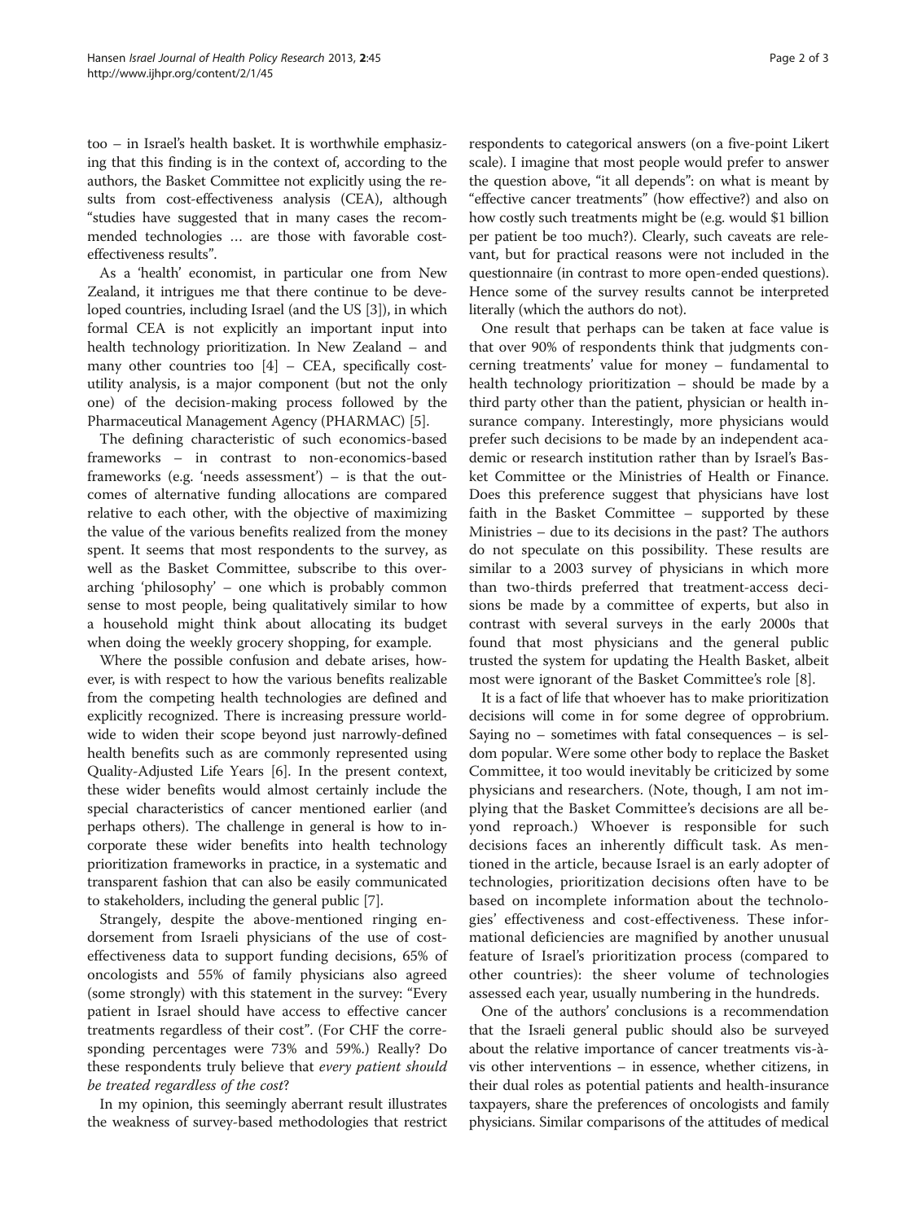too – in Israel's health basket. It is worthwhile emphasizing that this finding is in the context of, according to the authors, the Basket Committee not explicitly using the results from cost-effectiveness analysis (CEA), although "studies have suggested that in many cases the recommended technologies … are those with favorable cost-effectiveness results".

As a 'health' economist, in particular one from New Zealand, it intrigues me that there continue to be developed countries, including Israel (and the US [3]), in which formal CEA is not explicitly an important input into health technology prioritization. In New Zealand – and many other countries too [4] – CEA, specifically cost-utility analysis, is a major component (but not the only one) of the decision-making process followed by the Pharmaceutical Management Agency (PHARMAC) [5].

The defining characteristic of such economics-based frameworks – in contrast to non-economics-based frameworks (e.g. 'needs assessment') – is that the outcomes of alternative funding allocations are compared relative to each other, with the objective of maximizing the value of the various benefits realized from the money spent. It seems that most respondents to the survey, as well as the Basket Committee, subscribe to this over-arching 'philosophy' – one which is probably common sense to most people, being qualitatively similar to how a household might think about allocating its budget when doing the weekly grocery shopping, for example.

Where the possible confusion and debate arises, however, is with respect to how the various benefits realizable from the competing health technologies are defined and explicitly recognized. There is increasing pressure worldwide to widen their scope beyond just narrowly-defined health benefits such as are commonly represented using Quality-Adjusted Life Years [6]. In the present context, these wider benefits would almost certainly include the special characteristics of cancer mentioned earlier (and perhaps others). The challenge in general is how to incorporate these wider benefits into health technology prioritization frameworks in practice, in a systematic and transparent fashion that can also be easily communicated to stakeholders, including the general public [7].

Strangely, despite the above-mentioned ringing endorsement from Israeli physicians of the use of cost-effectiveness data to support funding decisions, 65% of oncologists and 55% of family physicians also agreed (some strongly) with this statement in the survey: "Every patient in Israel should have access to effective cancer treatments regardless of their cost". (For CHF the corresponding percentages were 73% and 59%.) Really? Do these respondents truly believe that *every patient should be treated regardless of the cost*?

In my opinion, this seemingly aberrant result illustrates the weakness of survey-based methodologies that restrict respondents to categorical answers (on a five-point Likert scale). I imagine that most people would prefer to answer the question above, "it all depends": on what is meant by "effective cancer treatments" (how effective?) and also on how costly such treatments might be (e.g. would $1 billion per patient be too much?). Clearly, such caveats are relevant, but for practical reasons were not included in the questionnaire (in contrast to more open-ended questions). Hence some of the survey results cannot be interpreted literally (which the authors do not).

One result that perhaps can be taken at face value is that over 90% of respondents think that judgments concerning treatments' value for money – fundamental to health technology prioritization – should be made by a third party other than the patient, physician or health insurance company. Interestingly, more physicians would prefer such decisions to be made by an independent academic or research institution rather than by Israel's Basket Committee or the Ministries of Health or Finance. Does this preference suggest that physicians have lost faith in the Basket Committee – supported by these Ministries – due to its decisions in the past? The authors do not speculate on this possibility. These results are similar to a 2003 survey of physicians in which more than two-thirds preferred that treatment-access decisions be made by a committee of experts, but also in contrast with several surveys in the early 2000s that found that most physicians and the general public trusted the system for updating the Health Basket, albeit most were ignorant of the Basket Committee's role [8].

It is a fact of life that whoever has to make prioritization decisions will come in for some degree of opprobrium. Saying no – sometimes with fatal consequences – is seldom popular. Were some other body to replace the Basket Committee, it too would inevitably be criticized by some physicians and researchers. (Note, though, I am not implying that the Basket Committee's decisions are all beyond reproach.) Whoever is responsible for such decisions faces an inherently difficult task. As mentioned in the article, because Israel is an early adopter of technologies, prioritization decisions often have to be based on incomplete information about the technologies' effectiveness and cost-effectiveness. These informational deficiencies are magnified by another unusual feature of Israel's prioritization process (compared to other countries): the sheer volume of technologies assessed each year, usually numbering in the hundreds.

One of the authors' conclusions is a recommendation that the Israeli general public should also be surveyed about the relative importance of cancer treatments vis-à-vis other interventions – in essence, whether citizens, in their dual roles as potential patients and health-insurance taxpayers, share the preferences of oncologists and family physicians. Similar comparisons of the attitudes of medical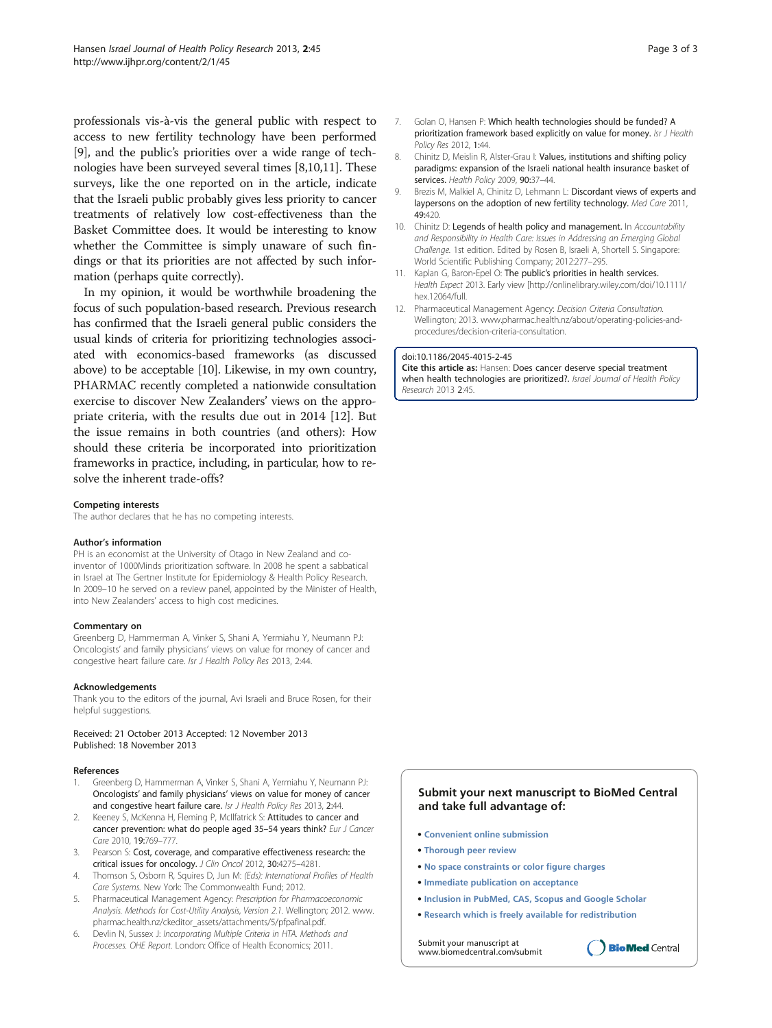professionals vis-à-vis the general public with respect to access to new fertility technology have been performed [9], and the public's priorities over a wide range of technologies have been surveyed several times [8,10,11]. These surveys, like the one reported on in the article, indicate that the Israeli public probably gives less priority to cancer treatments of relatively low cost-effectiveness than the Basket Committee does. It would be interesting to know whether the Committee is simply unaware of such findings or that its priorities are not affected by such information (perhaps quite correctly).

In my opinion, it would be worthwhile broadening the focus of such population-based research. Previous research has confirmed that the Israeli general public considers the usual kinds of criteria for prioritizing technologies associated with economics-based frameworks (as discussed above) to be acceptable [10]. Likewise, in my own country, PHARMAC recently completed a nationwide consultation exercise to discover New Zealanders' views on the appropriate criteria, with the results due out in 2014 [12]. But the issue remains in both countries (and others): How should these criteria be incorporated into prioritization frameworks in practice, including, in particular, how to resolve the inherent trade-offs?

#### Competing interests
The author declares that he has no competing interests.

#### Author's information
PH is an economist at the University of Otago in New Zealand and co-inventor of 1000Minds prioritization software. In 2008 he spent a sabbatical in Israel at The Gertner Institute for Epidemiology & Health Policy Research. In 2009–10 he served on a review panel, appointed by the Minister of Health, into New Zealanders' access to high cost medicines.

#### Commentary on
Greenberg D, Hammerman A, Vinker S, Shani A, Yermiahu Y, Neumann PJ: Oncologists' and family physicians' views on value for money of cancer and congestive heart failure care. *Isr J Health Policy Res* 2013, 2:44.

#### Acknowledgements
Thank you to the editors of the journal, Avi Israeli and Bruce Rosen, for their helpful suggestions.

Received: 21 October 2013 Accepted: 12 November 2013
Published: 18 November 2013

#### References
1. Greenberg D, Hammerman A, Vinker S, Shani A, Yermiahu Y, Neumann PJ: **Oncologists' and family physicians' views on value for money of cancer and congestive heart failure care.** *Isr J Health Policy Res* 2013, **2:**44.
2. Keeney S, McKenna H, Fleming P, McIlfatrick S: **Attitudes to cancer and cancer prevention: what do people aged 35–54 years think?** *Eur J Cancer Care* 2010, **19:**769–777.
3. Pearson S: **Cost, coverage, and comparative effectiveness research: the critical issues for oncology.** *J Clin Oncol* 2012, **30:**4275–4281.
4. Thomson S, Osborn R, Squires D, Jun M: *(Eds): International Profiles of Health Care Systems.* New York: The Commonwealth Fund; 2012.
5. Pharmaceutical Management Agency: *Prescription for Pharmacoeconomic Analysis. Methods for Cost-Utility Analysis, Version 2.1.* Wellington; 2012. www.pharmac.health.nz/ckeditor_assets/attachments/5/pfpafinal.pdf.
6. Devlin N, Sussex J: *Incorporating Multiple Criteria in HTA. Methods and Processes. OHE Report.* London: Office of Health Economics; 2011.
7. Golan O, Hansen P: **Which health technologies should be funded? A prioritization framework based explicitly on value for money.** *Isr J Health Policy Res* 2012, **1:**44.
8. Chinitz D, Meislin R, Alster-Grau I: **Values, institutions and shifting policy paradigms: expansion of the Israeli national health insurance basket of services.** *Health Policy* 2009, **90:**37–44.
9. Brezis M, Malkiel A, Chinitz D, Lehmann L: **Discordant views of experts and laypersons on the adoption of new fertility technology.** *Med Care* 2011, **49:**420.
10. Chinitz D: **Legends of health policy and management.** In *Accountability and Responsibility in Health Care: Issues in Addressing an Emerging Global Challenge.* 1st edition. Edited by Rosen B, Israeli A, Shortell S. Singapore: World Scientific Publishing Company; 2012:277–295.
11. Kaplan G, Baron-Epel O: **The public's priorities in health services.** *Health Expect* 2013. Early view [http://onlinelibrary.wiley.com/doi/10.1111/hex.12064/full.
12. Pharmaceutical Management Agency: *Decision Criteria Consultation.* Wellington; 2013. www.pharmac.health.nz/about/operating-policies-and-procedures/decision-criteria-consultation.

doi:10.1186/2045-4015-2-45
**Cite this article as:** Hansen: Does cancer deserve special treatment when health technologies are prioritized?. *Israel Journal of Health Policy Research* 2013 **2**:45.

**Submit your next manuscript to BioMed Central and take full advantage of:**

- Convenient online submission
- Thorough peer review
- No space constraints or color figure charges
- Immediate publication on acceptance
- Inclusion in PubMed, CAS, Scopus and Google Scholar
- Research which is freely available for redistribution

Submit your manuscript at
www.biomedcentral.com/submit

BioMed Central